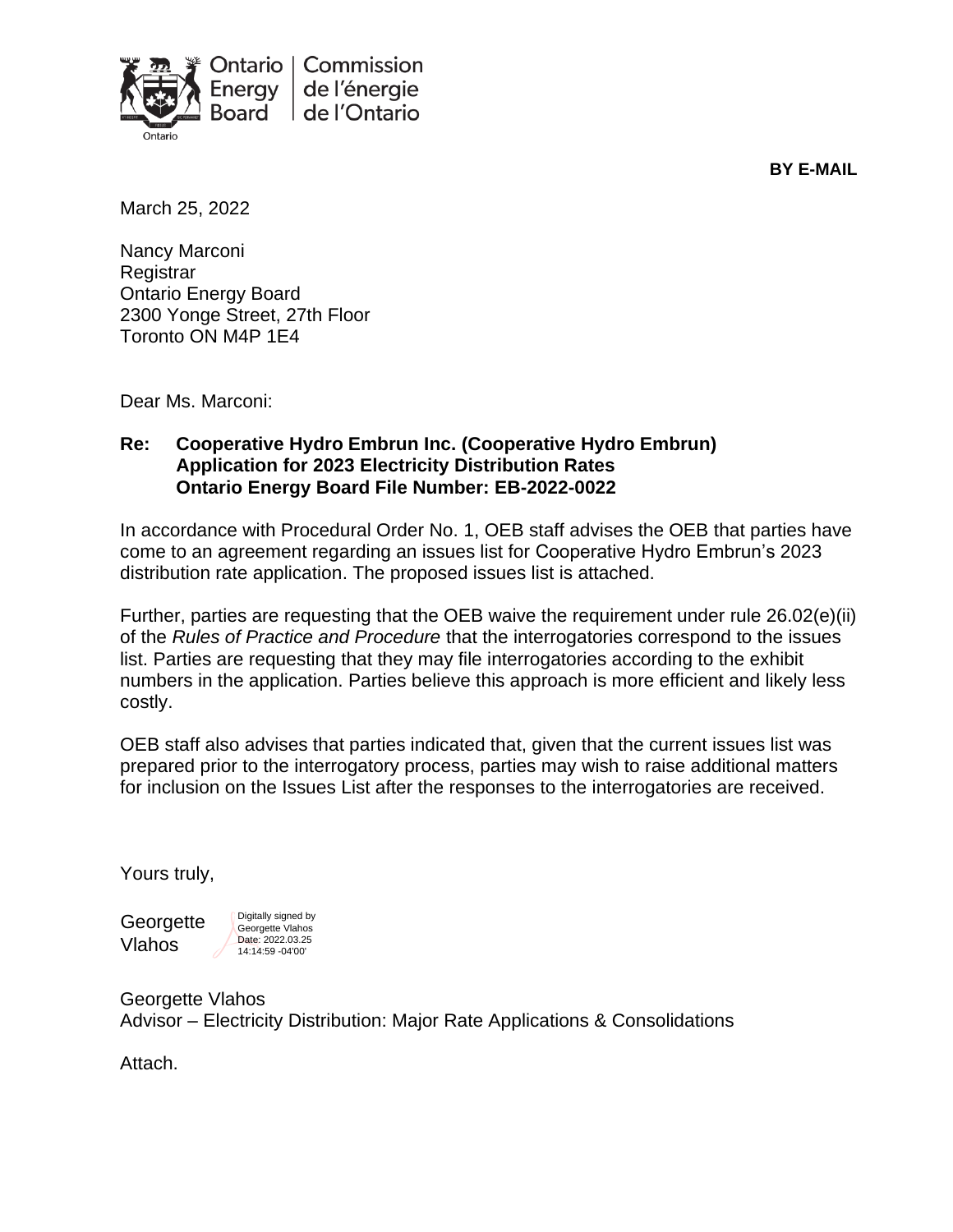Ontario Energy Board | Commission de l'énergie de l'Ontario

**BY E-MAIL**

March 25, 2022

Nancy Marconi
Registrar
Ontario Energy Board
2300 Yonge Street, 27th Floor
Toronto ON M4P 1E4

Dear Ms. Marconi:

**Re: Cooperative Hydro Embrun Inc. (Cooperative Hydro Embrun)**
**Application for 2023 Electricity Distribution Rates**
**Ontario Energy Board File Number: EB-2022-0022**

In accordance with Procedural Order No. 1, OEB staff advises the OEB that parties have come to an agreement regarding an issues list for Cooperative Hydro Embrun's 2023 distribution rate application. The proposed issues list is attached.

Further, parties are requesting that the OEB waive the requirement under rule 26.02(e)(ii) of the *Rules of Practice and Procedure* that the interrogatories correspond to the issues list. Parties are requesting that they may file interrogatories according to the exhibit numbers in the application. Parties believe this approach is more efficient and likely less costly.

OEB staff also advises that parties indicated that, given that the current issues list was prepared prior to the interrogatory process, parties may wish to raise additional matters for inclusion on the Issues List after the responses to the interrogatories are received.

Yours truly,

Georgette Vlahos
Digitally signed by Georgette Vlahos
Date: 2022.03.25 14:14:59 -04'00'

Georgette Vlahos
Advisor – Electricity Distribution: Major Rate Applications & Consolidations

Attach.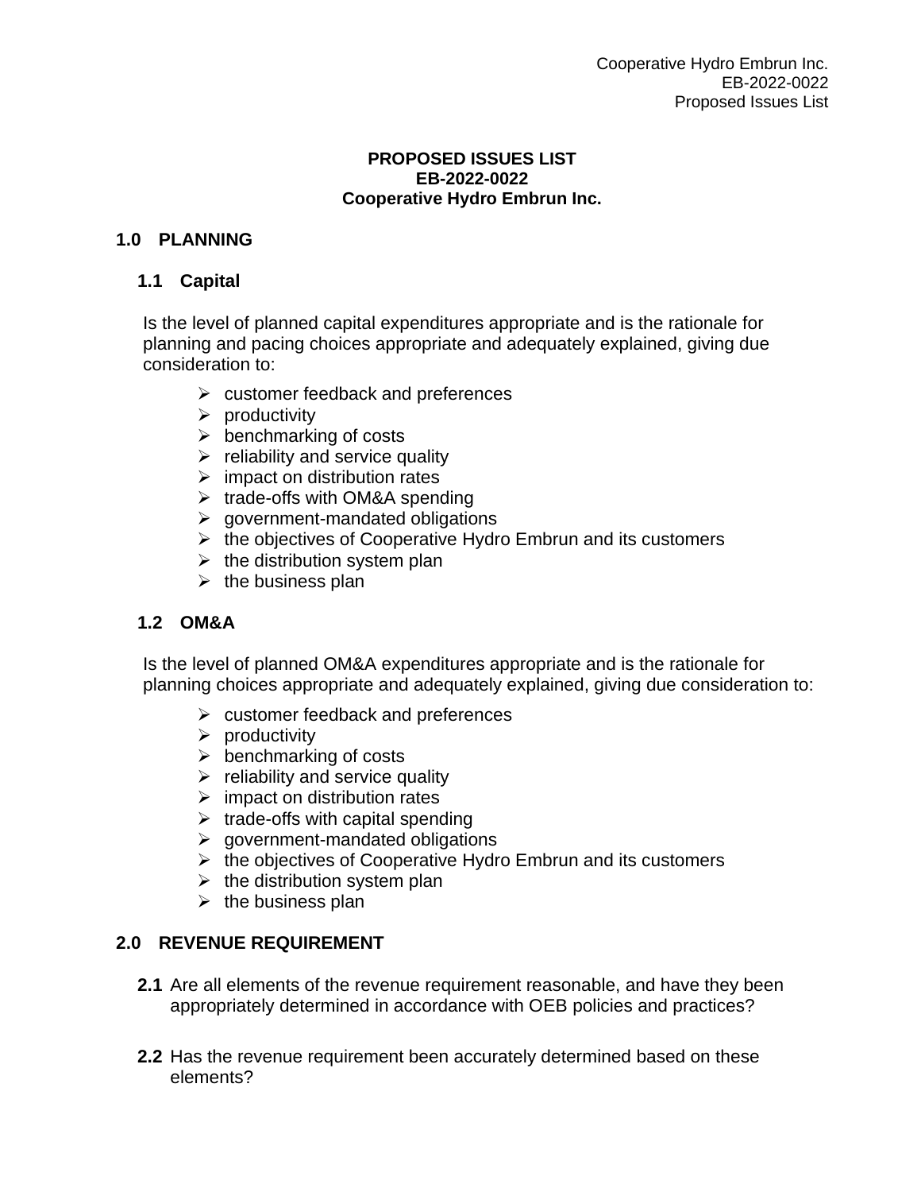**PROPOSED ISSUES LIST**
**EB-2022-0022**
**Cooperative Hydro Embrun Inc.**

# 1.0 PLANNING

## 1.1 Capital

Is the level of planned capital expenditures appropriate and is the rationale for planning and pacing choices appropriate and adequately explained, giving due consideration to:

- customer feedback and preferences
- productivity
- benchmarking of costs
- reliability and service quality
- impact on distribution rates
- trade-offs with OM&A spending
- government-mandated obligations
- the objectives of Cooperative Hydro Embrun and its customers
- the distribution system plan
- the business plan

## 1.2 OM&A

Is the level of planned OM&A expenditures appropriate and is the rationale for planning choices appropriate and adequately explained, giving due consideration to:

- customer feedback and preferences
- productivity
- benchmarking of costs
- reliability and service quality
- impact on distribution rates
- trade-offs with capital spending
- government-mandated obligations
- the objectives of Cooperative Hydro Embrun and its customers
- the distribution system plan
- the business plan

# 2.0 REVENUE REQUIREMENT

**2.1** Are all elements of the revenue requirement reasonable, and have they been appropriately determined in accordance with OEB policies and practices?

**2.2** Has the revenue requirement been accurately determined based on these elements?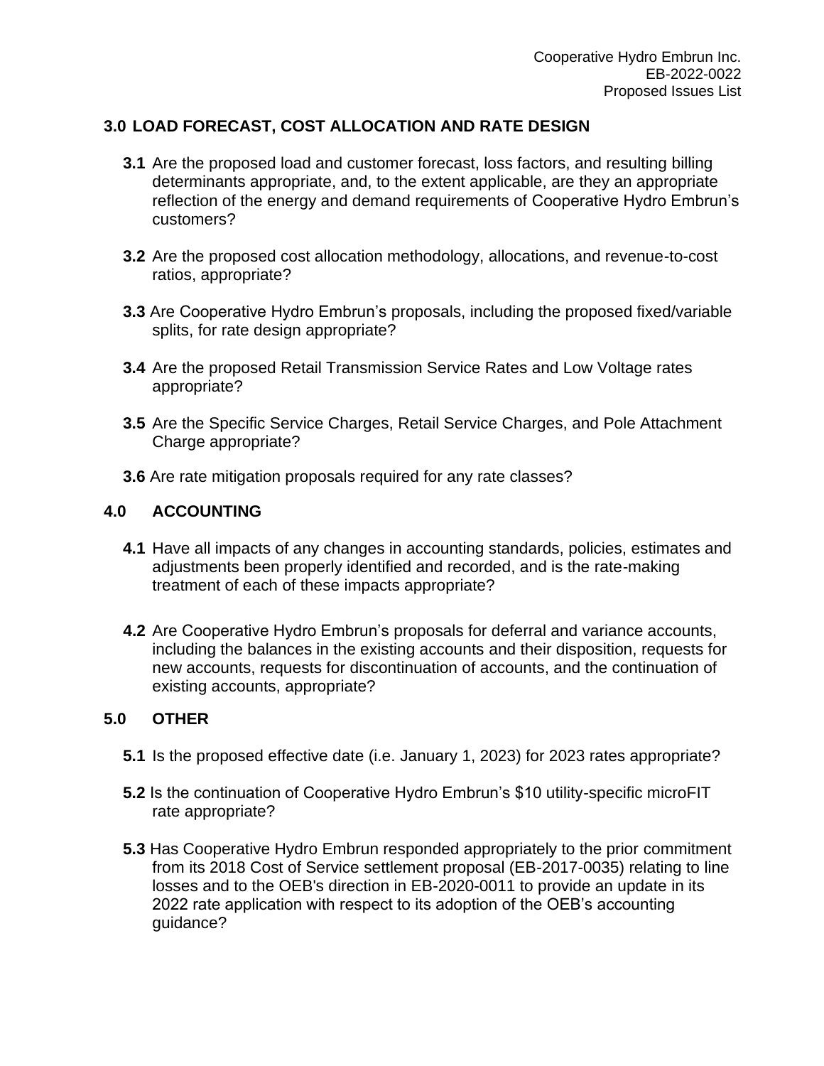## 3.0 LOAD FORECAST, COST ALLOCATION AND RATE DESIGN

**3.1** Are the proposed load and customer forecast, loss factors, and resulting billing determinants appropriate, and, to the extent applicable, are they an appropriate reflection of the energy and demand requirements of Cooperative Hydro Embrun's customers?

**3.2** Are the proposed cost allocation methodology, allocations, and revenue-to-cost ratios, appropriate?

**3.3** Are Cooperative Hydro Embrun's proposals, including the proposed fixed/variable splits, for rate design appropriate?

**3.4** Are the proposed Retail Transmission Service Rates and Low Voltage rates appropriate?

**3.5** Are the Specific Service Charges, Retail Service Charges, and Pole Attachment Charge appropriate?

**3.6** Are rate mitigation proposals required for any rate classes?

## 4.0 ACCOUNTING

**4.1** Have all impacts of any changes in accounting standards, policies, estimates and adjustments been properly identified and recorded, and is the rate-making treatment of each of these impacts appropriate?

**4.2** Are Cooperative Hydro Embrun's proposals for deferral and variance accounts, including the balances in the existing accounts and their disposition, requests for new accounts, requests for discontinuation of accounts, and the continuation of existing accounts, appropriate?

## 5.0 OTHER

**5.1** Is the proposed effective date (i.e. January 1, 2023) for 2023 rates appropriate?

**5.2** Is the continuation of Cooperative Hydro Embrun's $10 utility-specific microFIT rate appropriate?

**5.3** Has Cooperative Hydro Embrun responded appropriately to the prior commitment from its 2018 Cost of Service settlement proposal (EB-2017-0035) relating to line losses and to the OEB's direction in EB-2020-0011 to provide an update in its 2022 rate application with respect to its adoption of the OEB's accounting guidance?